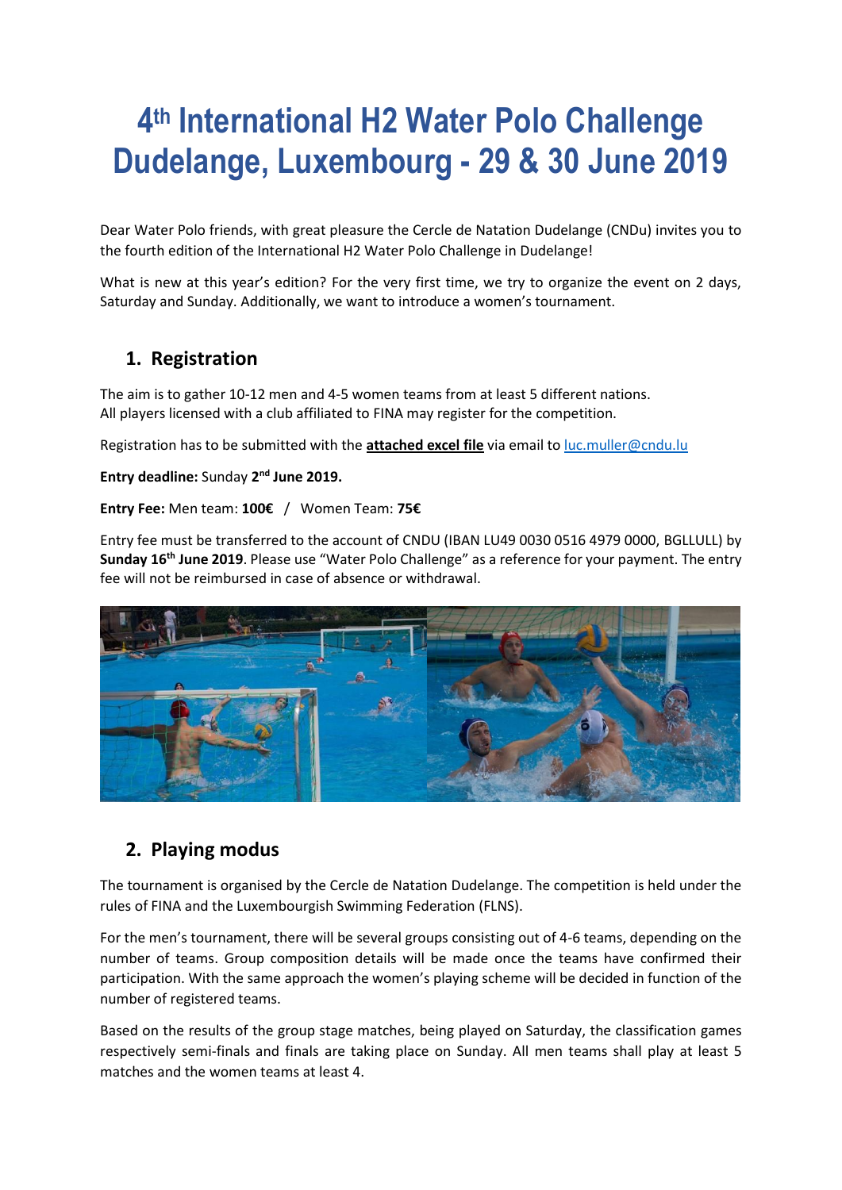# 4th International H2 Water Polo Challenge Dudelange, Luxembourg - 29 & 30 June 2019

Dear Water Polo friends, with great pleasure the Cercle de Natation Dudelange (CNDu) invites you to the fourth edition of the International H2 Water Polo Challenge in Dudelange!

What is new at this year's edition? For the very first time, we try to organize the event on 2 days, Saturday and Sunday. Additionally, we want to introduce a women's tournament.

## 1. Registration

The aim is to gather 10-12 men and 4-5 women teams from at least 5 different nations.
All players licensed with a club affiliated to FINA may register for the competition.

Registration has to be submitted with the **attached excel file** via email to luc.muller@cndu.lu

**Entry deadline:** Sunday **2nd June 2019.**

**Entry Fee:** Men team: **100€** / Women Team: **75€**

Entry fee must be transferred to the account of CNDU (IBAN LU49 0030 0516 4979 0000, BGLLULL) by **Sunday 16th June 2019**. Please use "Water Polo Challenge" as a reference for your payment. The entry fee will not be reimbursed in case of absence or withdrawal.

## 2. Playing modus

The tournament is organised by the Cercle de Natation Dudelange. The competition is held under the rules of FINA and the Luxembourgish Swimming Federation (FLNS).

For the men's tournament, there will be several groups consisting out of 4-6 teams, depending on the number of teams. Group composition details will be made once the teams have confirmed their participation. With the same approach the women's playing scheme will be decided in function of the number of registered teams.

Based on the results of the group stage matches, being played on Saturday, the classification games respectively semi-finals and finals are taking place on Sunday. All men teams shall play at least 5 matches and the women teams at least 4.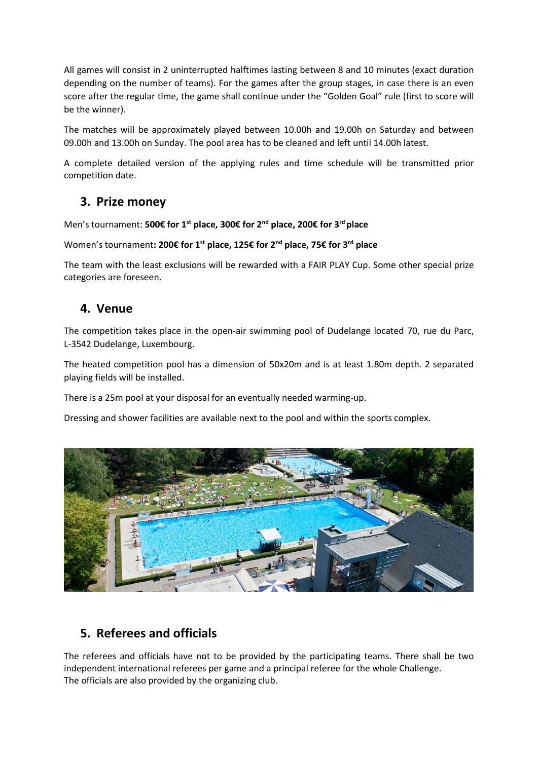All games will consist in 2 uninterrupted halftimes lasting between 8 and 10 minutes (exact duration depending on the number of teams). For the games after the group stages, in case there is an even score after the regular time, the game shall continue under the "Golden Goal" rule (first to score will be the winner).

The matches will be approximately played between 10.00h and 19.00h on Saturday and between 09.00h and 13.00h on Sunday. The pool area has to be cleaned and left until 14.00h latest.

A complete detailed version of the applying rules and time schedule will be transmitted prior competition date.

## 3. Prize money

Men's tournament: **500€ for 1st place, 300€ for 2nd place, 200€ for 3rd place**

Women's tournament**: 200€ for 1st place, 125€ for 2nd place, 75€ for 3rd place**

The team with the least exclusions will be rewarded with a FAIR PLAY Cup. Some other special prize categories are foreseen.

## 4. Venue

The competition takes place in the open-air swimming pool of Dudelange located 70, rue du Parc, L-3542 Dudelange, Luxembourg.

The heated competition pool has a dimension of 50x20m and is at least 1.80m depth. 2 separated playing fields will be installed.

There is a 25m pool at your disposal for an eventually needed warming-up.

Dressing and shower facilities are available next to the pool and within the sports complex.

## 5. Referees and officials

The referees and officials have not to be provided by the participating teams. There shall be two independent international referees per game and a principal referee for the whole Challenge.
The officials are also provided by the organizing club.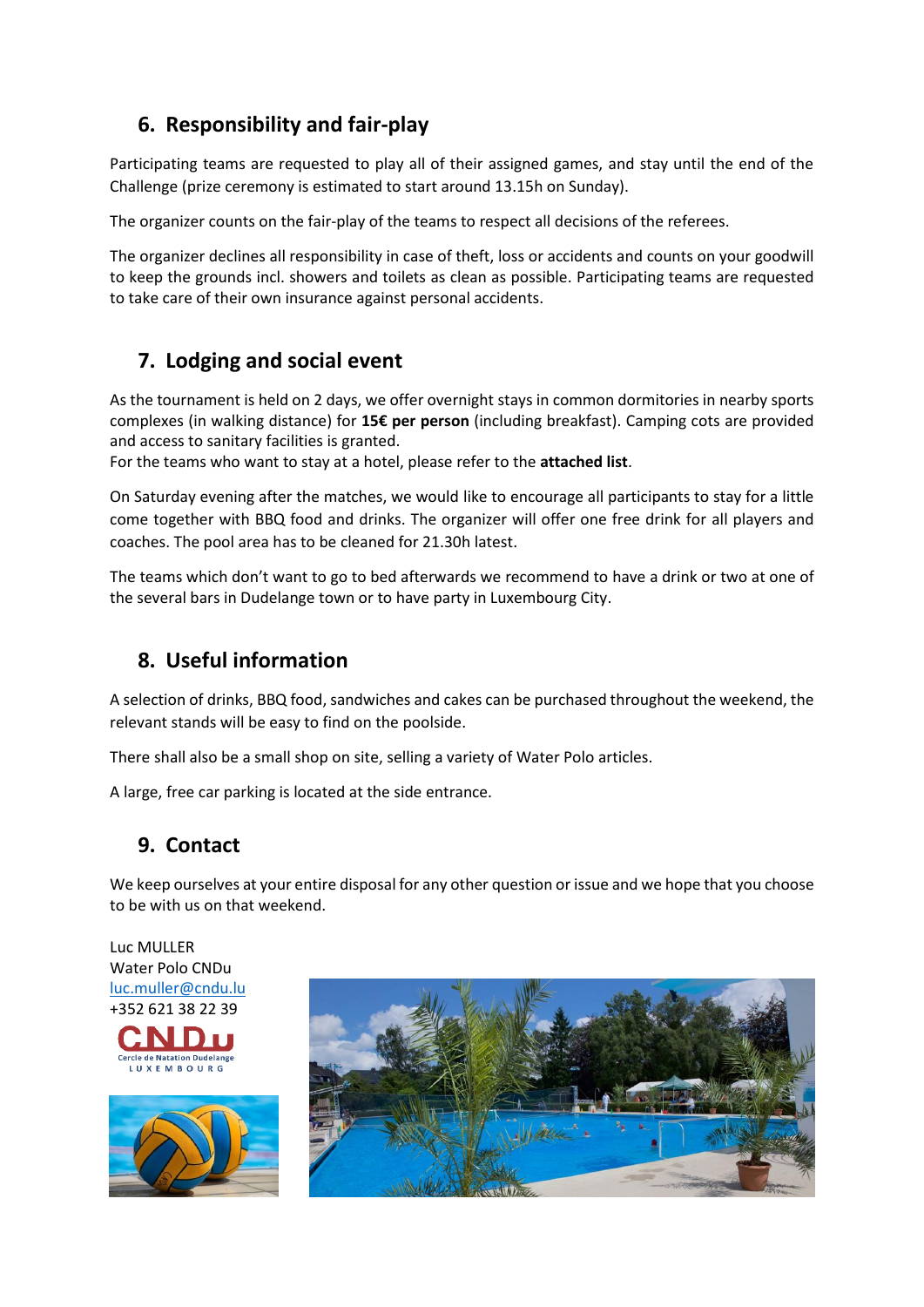## 6. Responsibility and fair-play

Participating teams are requested to play all of their assigned games, and stay until the end of the Challenge (prize ceremony is estimated to start around 13.15h on Sunday).

The organizer counts on the fair-play of the teams to respect all decisions of the referees.

The organizer declines all responsibility in case of theft, loss or accidents and counts on your goodwill to keep the grounds incl. showers and toilets as clean as possible. Participating teams are requested to take care of their own insurance against personal accidents.

## 7. Lodging and social event

As the tournament is held on 2 days, we offer overnight stays in common dormitories in nearby sports complexes (in walking distance) for **15€ per person** (including breakfast). Camping cots are provided and access to sanitary facilities is granted.
For the teams who want to stay at a hotel, please refer to the **attached list**.

On Saturday evening after the matches, we would like to encourage all participants to stay for a little come together with BBQ food and drinks. The organizer will offer one free drink for all players and coaches. The pool area has to be cleaned for 21.30h latest.

The teams which don't want to go to bed afterwards we recommend to have a drink or two at one of the several bars in Dudelange town or to have party in Luxembourg City.

## 8. Useful information

A selection of drinks, BBQ food, sandwiches and cakes can be purchased throughout the weekend, the relevant stands will be easy to find on the poolside.

There shall also be a small shop on site, selling a variety of Water Polo articles.

A large, free car parking is located at the side entrance.

## 9. Contact

We keep ourselves at your entire disposal for any other question or issue and we hope that you choose to be with us on that weekend.

Luc MULLER
Water Polo CNDu
luc.muller@cndu.lu
+352 621 38 22 39

CNDu
Cercle de Natation Dudelange
LUXEMBOURG